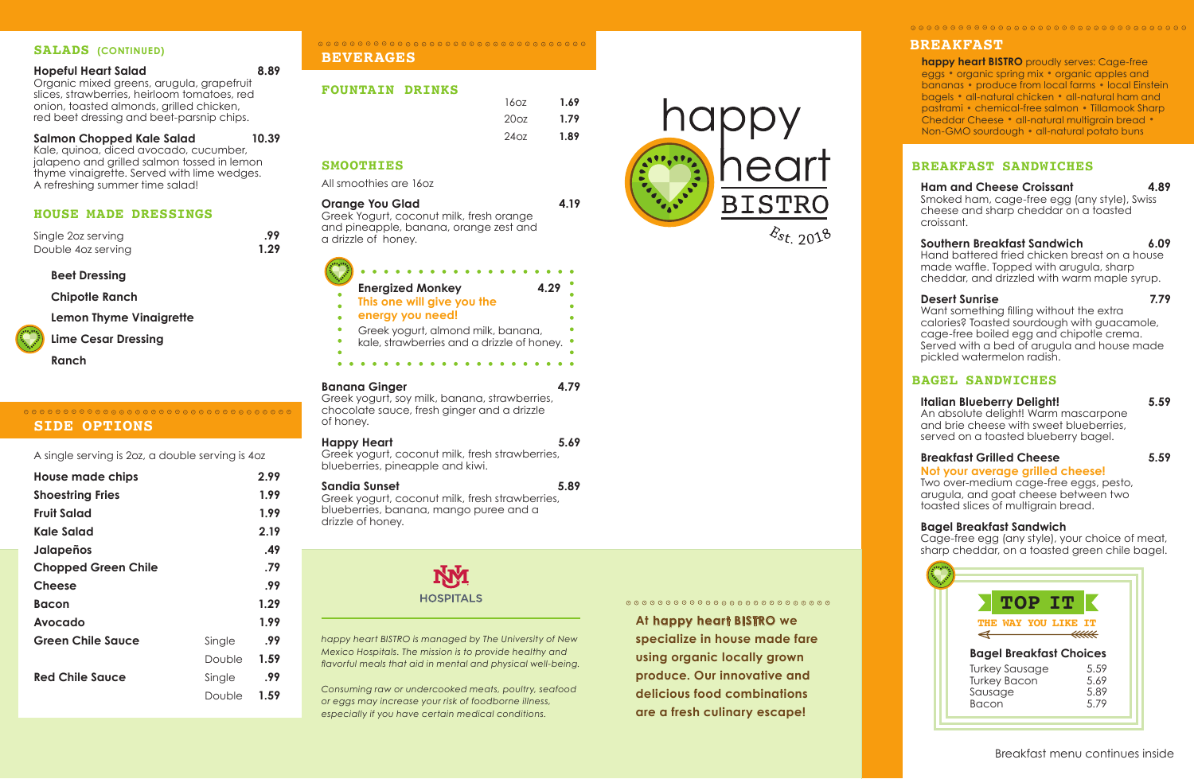## SALADS (CONTINUED)

**Hopeful Heart Salad** 8.89
Organic mixed greens, arugula, grapefruit slices, strawberries, heirloom tomatoes, red onion, toasted almonds, grilled chicken, red beet dressing and beet-parsnip chips.

**Salmon Chopped Kale Salad** 10.39
Kale, quinoa, diced avocado, cucumber, jalapeno and grilled salmon tossed in lemon thyme vinaigrette. Served with lime wedges. A refreshing summer time salad!

## HOUSE MADE DRESSINGS

| | |
|---|---|
| Single 2oz serving | .99 |
| Double 4oz serving | 1.29 |

- **Beet Dressing**
- **Chipotle Ranch**
- **Lemon Thyme Vinaigrette**
- **Lime Cesar Dressing**
- **Ranch**

## SIDE OPTIONS

A single serving is 2oz, a double serving is 4oz

| Item | | Price |
|---|---|---|
| **House made chips** | | 2.99 |
| **Shoestring Fries** | | 1.99 |
| **Fruit Salad** | | 1.99 |
| **Kale Salad** | | 2.19 |
| **Jalapeños** | | .49 |
| **Chopped Green Chile** | | .79 |
| **Cheese** | | .99 |
| **Bacon** | | 1.29 |
| **Avocado** | | 1.99 |
| **Green Chile Sauce** | Single | .99 |
| | Double | 1.59 |
| **Red Chile Sauce** | Single | .99 |
| | Double | 1.59 |

## BEVERAGES

### FOUNTAIN DRINKS

| Size | Price |
|---|---|
| 16oz | 1.69 |
| 20oz | 1.79 |
| 24oz | 1.89 |

### SMOOTHIES

All smoothies are 16oz

**Orange You Glad** 4.19
Greek Yogurt, coconut milk, fresh orange and pineapple, banana, orange zest and a drizzle of honey.

**Energized Monkey** 4.29
This one will give you the energy you need!
Greek yogurt, almond milk, banana, kale, strawberries and a drizzle of honey.

**Banana Ginger** 4.79
Greek yogurt, soy milk, banana, strawberries, chocolate sauce, fresh ginger and a drizzle of honey.

**Happy Heart** 5.69
Greek yogurt, coconut milk, fresh strawberries, blueberries, pineapple and kiwi.

**Sandia Sunset** 5.89
Greek yogurt, coconut milk, fresh strawberries, blueberries, banana, mango puree and a drizzle of honey.

UNM HOSPITALS

*happy heart BISTRO is managed by The University of New Mexico Hospitals. The mission is to provide healthy and flavorful meals that aid in mental and physical well-being.*

*Consuming raw or undercooked meats, poultry, seafood or eggs may increase your risk of foodborne illness, especially if you have certain medical conditions.*

# happy heart BISTRO

*Est. 2018*

**At happy heart BISTRO we specialize in house made fare using organic locally grown produce. Our innovative and delicious food combinations are a fresh culinary escape!**

## BREAKFAST

**happy heart BISTRO** proudly serves: Cage-free eggs • organic spring mix • organic apples and bananas • produce from local farms • local Einstein bagels • all-natural chicken • all-natural ham and pastrami • chemical-free salmon • Tillamook Sharp Cheddar Cheese • all-natural multigrain bread • Non-GMO sourdough • all-natural potato buns

### BREAKFAST SANDWICHES

**Ham and Cheese Croissant** 4.89
Smoked ham, cage-free egg (any style), Swiss cheese and sharp cheddar on a toasted croissant.

**Southern Breakfast Sandwich** 6.09
Hand battered fried chicken breast on a house made waffle. Topped with arugula, sharp cheddar, and drizzled with warm maple syrup.

**Desert Sunrise** 7.79
Want something filling without the extra calories? Toasted sourdough with guacamole, cage-free boiled egg and chipotle crema. Served with a bed of arugula and house made pickled watermelon radish.

### BAGEL SANDWICHES

**Italian Blueberry Delight!** 5.59
An absolute delight! Warm mascarpone and brie cheese with sweet blueberries, served on a toasted blueberry bagel.

**Breakfast Grilled Cheese** 5.59
Not your average grilled cheese!
Two over-medium cage-free eggs, pesto, arugula, and goat cheese between two toasted slices of multigrain bread.

**Bagel Breakfast Sandwich**
Cage-free egg (any style), your choice of meat, sharp cheddar, on a toasted green chile bagel.

**TOP IT**
THE WAY YOU LIKE IT

**Bagel Breakfast Choices**

| Choice | Price |
|---|---|
| Turkey Sausage | 5.59 |
| Turkey Bacon | 5.69 |
| Sausage | 5.89 |
| Bacon | 5.79 |

Breakfast menu continues inside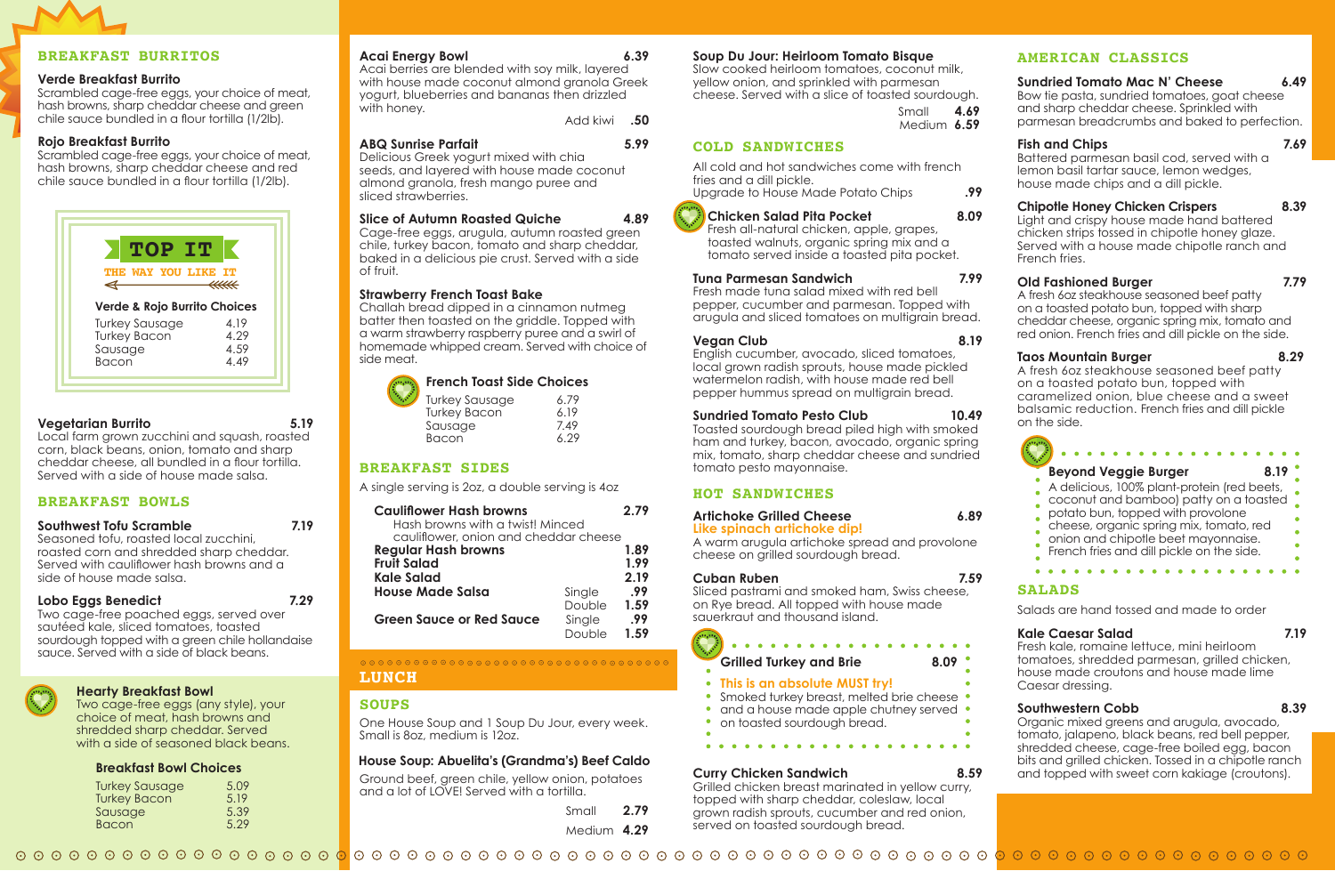## BREAKFAST BURRITOS

### Verde Breakfast Burrito
Scrambled cage-free eggs, your choice of meat, hash browns, sharp cheddar cheese and green chile sauce bundled in a flour tortilla (1/2lb).

### Rojo Breakfast Burrito
Scrambled cage-free eggs, your choice of meat, hash browns, sharp cheddar cheese and red chile sauce bundled in a flour tortilla (1/2lb).

**TOP IT**
THE WAY YOU LIKE IT

**Verde & Rojo Burrito Choices**

| | |
|---|---|
| Turkey Sausage | 4.19 |
| Turkey Bacon | 4.29 |
| Sausage | 4.59 |
| Bacon | 4.49 |

### Vegetarian Burrito — 5.19
Local farm grown zucchini and squash, roasted corn, black beans, onion, tomato and sharp cheddar cheese, all bundled in a flour tortilla. Served with a side of house made salsa.

## BREAKFAST BOWLS

### Southwest Tofu Scramble — 7.19
Seasoned tofu, roasted local zucchini, roasted corn and shredded sharp cheddar. Served with cauliflower hash browns and a side of house made salsa.

### Lobo Eggs Benedict — 7.29
Two cage-free poached eggs, served over sautéed kale, sliced tomatoes, toasted sourdough topped with a green chile hollandaise sauce. Served with a side of black beans.

### Hearty Breakfast Bowl
Two cage-free eggs (any style), your choice of meat, hash browns and shredded sharp cheddar. Served with a side of seasoned black beans.

**Breakfast Bowl Choices**

| | |
|---|---|
| Turkey Sausage | 5.09 |
| Turkey Bacon | 5.19 |
| Sausage | 5.39 |
| Bacon | 5.29 |

### Acai Energy Bowl — 6.39
Acai berries are blended with soy milk, layered with house made coconut almond granola Greek yogurt, blueberries and bananas then drizzled with honey.

Add kiwi .50

### ABQ Sunrise Parfait — 5.99
Delicious Greek yogurt mixed with chia seeds, and layered with house made coconut almond granola, fresh mango puree and sliced strawberries.

### Slice of Autumn Roasted Quiche — 4.89
Cage-free eggs, arugula, autumn roasted green chile, turkey bacon, tomato and sharp cheddar, baked in a delicious pie crust. Served with a side of fruit.

### Strawberry French Toast Bake
Challah bread dipped in a cinnamon nutmeg batter then toasted on the griddle. Topped with a warm strawberry raspberry puree and a swirl of homemade whipped cream. Served with choice of side meat.

**French Toast Side Choices**

| | |
|---|---|
| Turkey Sausage | 6.79 |
| Turkey Bacon | 6.19 |
| Sausage | 7.49 |
| Bacon | 6.29 |

## BREAKFAST SIDES

A single serving is 2oz, a double serving is 4oz

| | | |
|---|---|---|
| **Cauliflower Hash browns** (Hash browns with a twist! Minced cauliflower, onion and cheddar cheese) | | 2.79 |
| **Regular Hash browns** | | 1.89 |
| **Fruit Salad** | | 1.99 |
| **Kale Salad** | | 2.19 |
| **House Made Salsa** | Single | .99 |
| | Double | 1.59 |
| **Green Sauce or Red Sauce** | Single | .99 |
| | Double | 1.59 |

# LUNCH

## SOUPS

One House Soup and 1 Soup Du Jour, every week. Small is 8oz, medium is 12oz.

### House Soup: Abuelita's (Grandma's) Beef Caldo
Ground beef, green chile, yellow onion, potatoes and a lot of LOVE! Served with a tortilla.

Small **2.79**
Medium **4.29**

### Soup Du Jour: Heirloom Tomato Bisque
Slow cooked heirloom tomatoes, coconut milk, yellow onion, and sprinkled with parmesan cheese. Served with a slice of toasted sourdough.

Small **4.69**
Medium **6.59**

## COLD SANDWICHES

All cold and hot sandwiches come with french fries and a dill pickle.
Upgrade to House Made Potato Chips .99

### Chicken Salad Pita Pocket — 8.09
Fresh all-natural chicken, apple, grapes, toasted walnuts, organic spring mix and a tomato served inside a toasted pita pocket.

### Tuna Parmesan Sandwich — 7.99
Fresh made tuna salad mixed with red bell pepper, cucumber and parmesan. Topped with arugula and sliced tomatoes on multigrain bread.

### Vegan Club — 8.19
English cucumber, avocado, sliced tomatoes, local grown radish sprouts, house made pickled watermelon radish, with house made red bell pepper hummus spread on multigrain bread.

### Sundried Tomato Pesto Club — 10.49
Toasted sourdough bread piled high with smoked ham and turkey, bacon, avocado, organic spring mix, tomato, sharp cheddar cheese and sundried tomato pesto mayonnaise.

## HOT SANDWICHES

### Artichoke Grilled Cheese — 6.89
*Like spinach artichoke dip!*
A warm arugula artichoke spread and provolone cheese on grilled sourdough bread.

### Cuban Ruben — 7.59
Sliced pastrami and smoked ham, Swiss cheese, on Rye bread. All topped with house made sauerkraut and thousand island.

### Grilled Turkey and Brie — 8.09
*This is an absolute MUST try!*
Smoked turkey breast, melted brie cheese and a house made apple chutney served on toasted sourdough bread.

### Curry Chicken Sandwich — 8.59
Grilled chicken breast marinated in yellow curry, topped with sharp cheddar, coleslaw, local grown radish sprouts, cucumber and red onion, served on toasted sourdough bread.

## AMERICAN CLASSICS

### Sundried Tomato Mac N' Cheese — 6.49
Bow tie pasta, sundried tomatoes, goat cheese and sharp cheddar cheese. Sprinkled with parmesan breadcrumbs and baked to perfection.

### Fish and Chips — 7.69
Battered parmesan basil cod, served with a lemon basil tartar sauce, lemon wedges, house made chips and a dill pickle.

### Chipotle Honey Chicken Crispers — 8.39
Light and crispy house made hand battered chicken strips tossed in chipotle honey glaze. Served with a house made chipotle ranch and French fries.

### Old Fashioned Burger — 7.79
A fresh 6oz steakhouse seasoned beef patty on a toasted potato bun, topped with sharp cheddar cheese, organic spring mix, tomato and red onion. French fries and dill pickle on the side.

### Taos Mountain Burger — 8.29
A fresh 6oz steakhouse seasoned beef patty on a toasted potato bun, topped with caramelized onion, blue cheese and a sweet balsamic reduction. French fries and dill pickle on the side.

### Beyond Veggie Burger — 8.19
A delicious, 100% plant-protein (red beets, coconut and bamboo) patty on a toasted potato bun, topped with provolone cheese, organic spring mix, tomato, red onion and chipotle beet mayonnaise. French fries and dill pickle on the side.

## SALADS

Salads are hand tossed and made to order

### Kale Caesar Salad — 7.19
Fresh kale, romaine lettuce, mini heirloom tomatoes, shredded parmesan, grilled chicken, house made croutons and house made lime Caesar dressing.

### Southwestern Cobb — 8.39
Organic mixed greens and arugula, avocado, tomato, jalapeno, black beans, red bell pepper, shredded cheese, cage-free boiled egg, bacon bits and grilled chicken. Tossed in a chipotle ranch and topped with sweet corn kakiage (croutons).